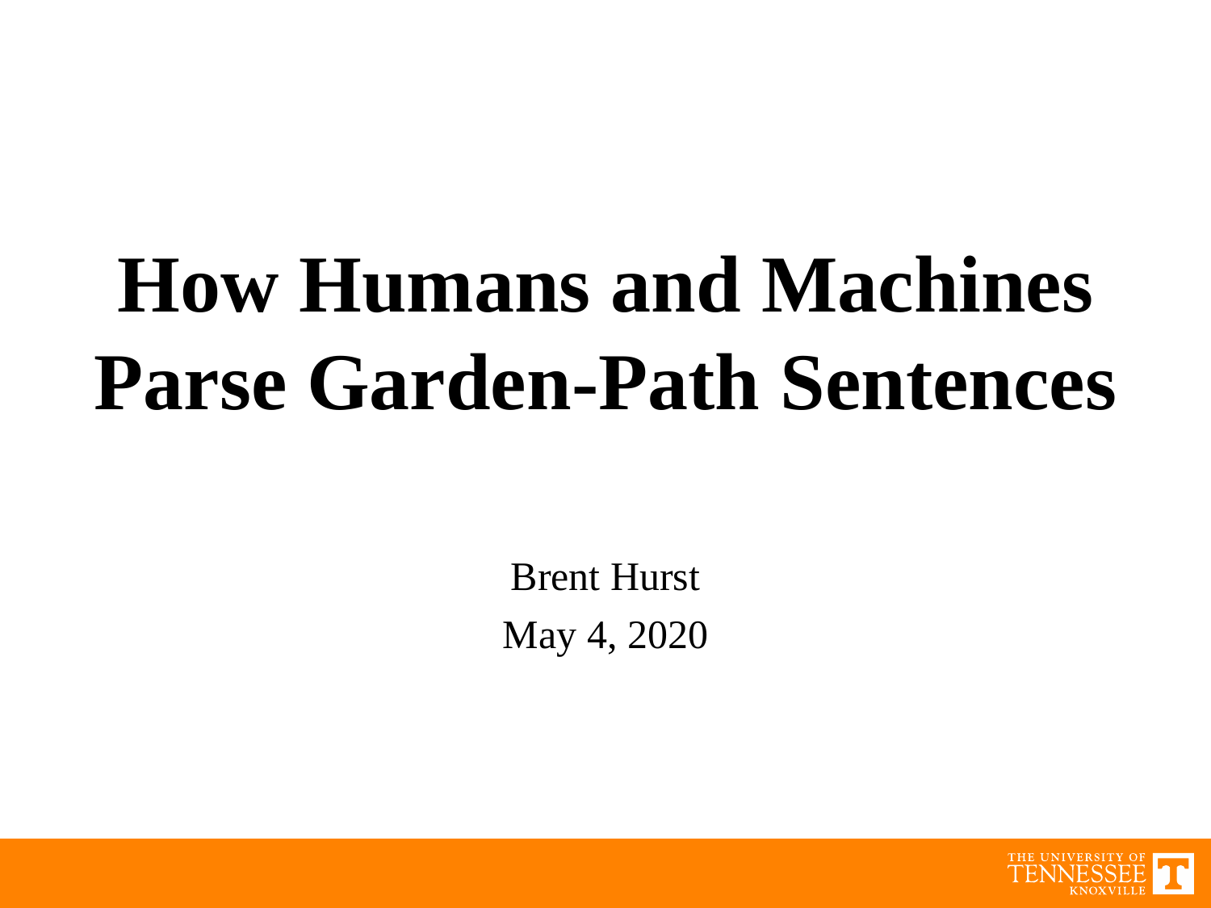# How Humans and Machines Parse Garden-Path Sentences

Brent Hurst

May 4, 2020

THE UNIVERSITY OF TENNESSEE KNOXVILLE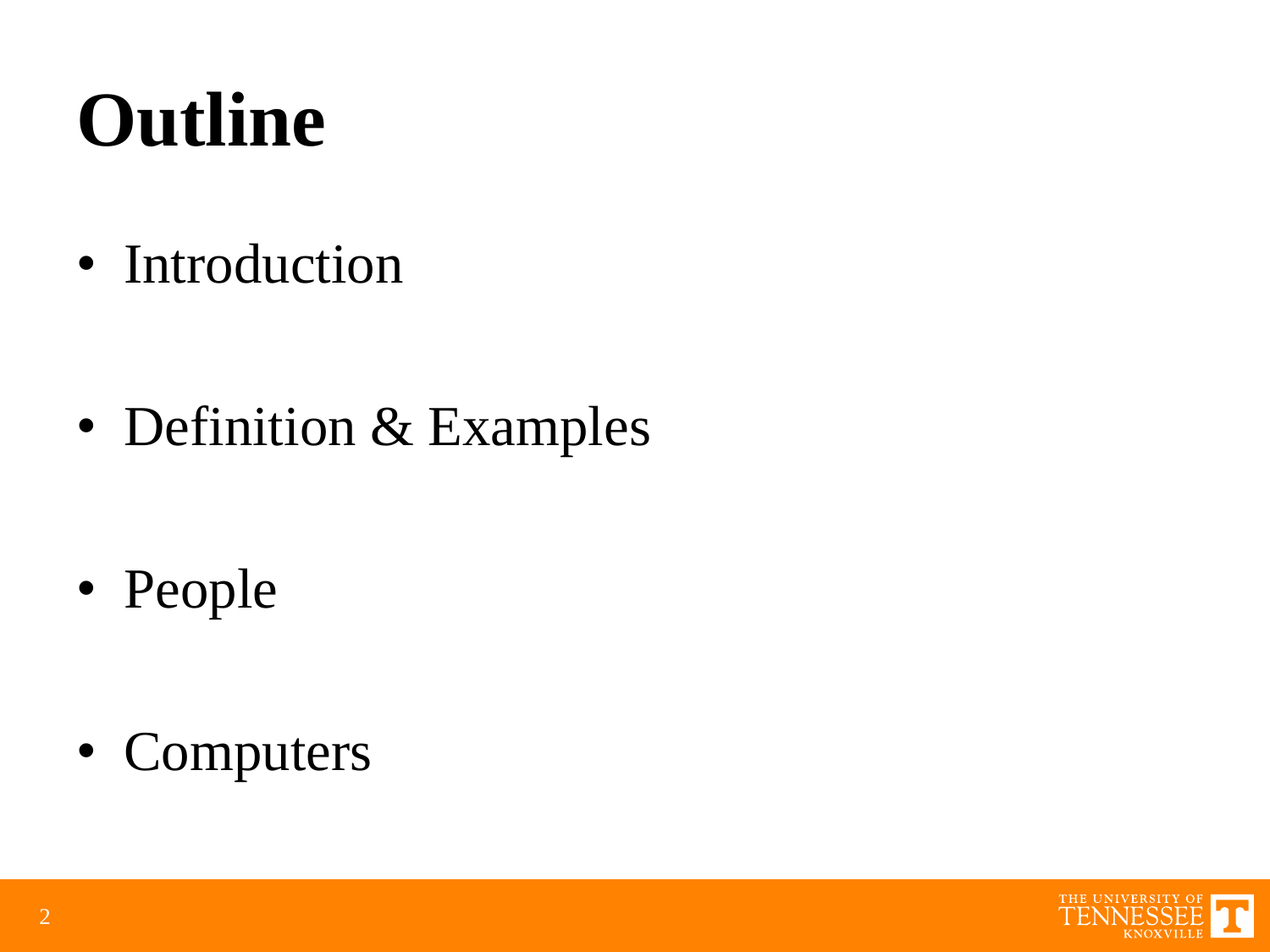# Outline

- Introduction
- Definition & Examples
- People
- Computers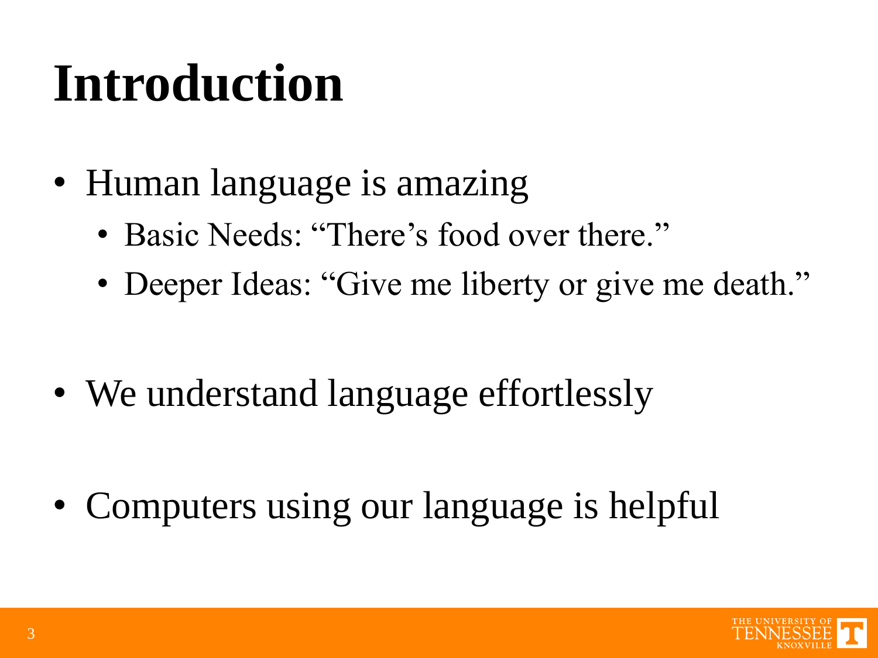# Introduction

- Human language is amazing
  - Basic Needs: "There's food over there."
  - Deeper Ideas: "Give me liberty or give me death."
- We understand language effortlessly
- Computers using our language is helpful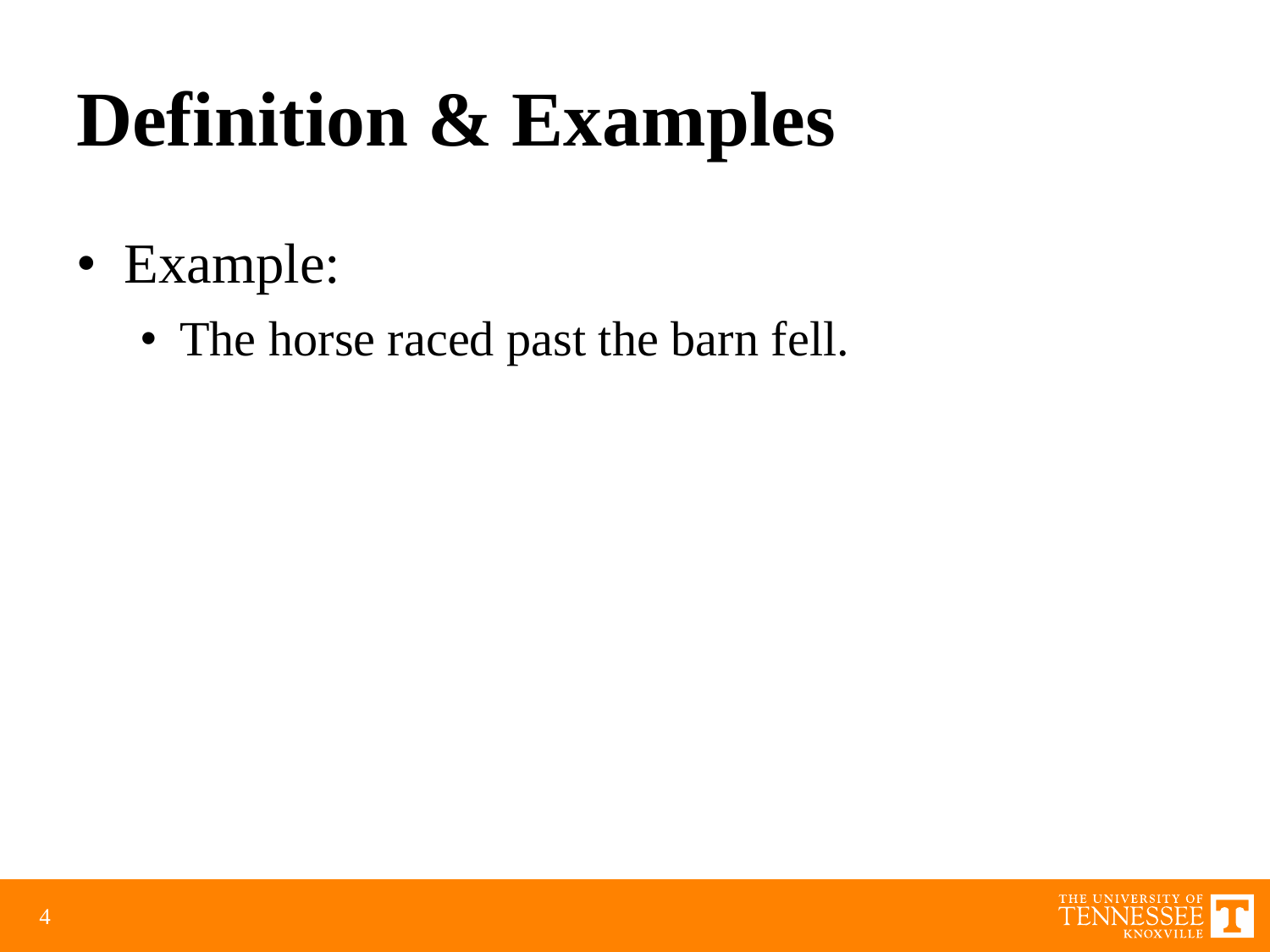# Definition & Examples

- Example:
  - The horse raced past the barn fell.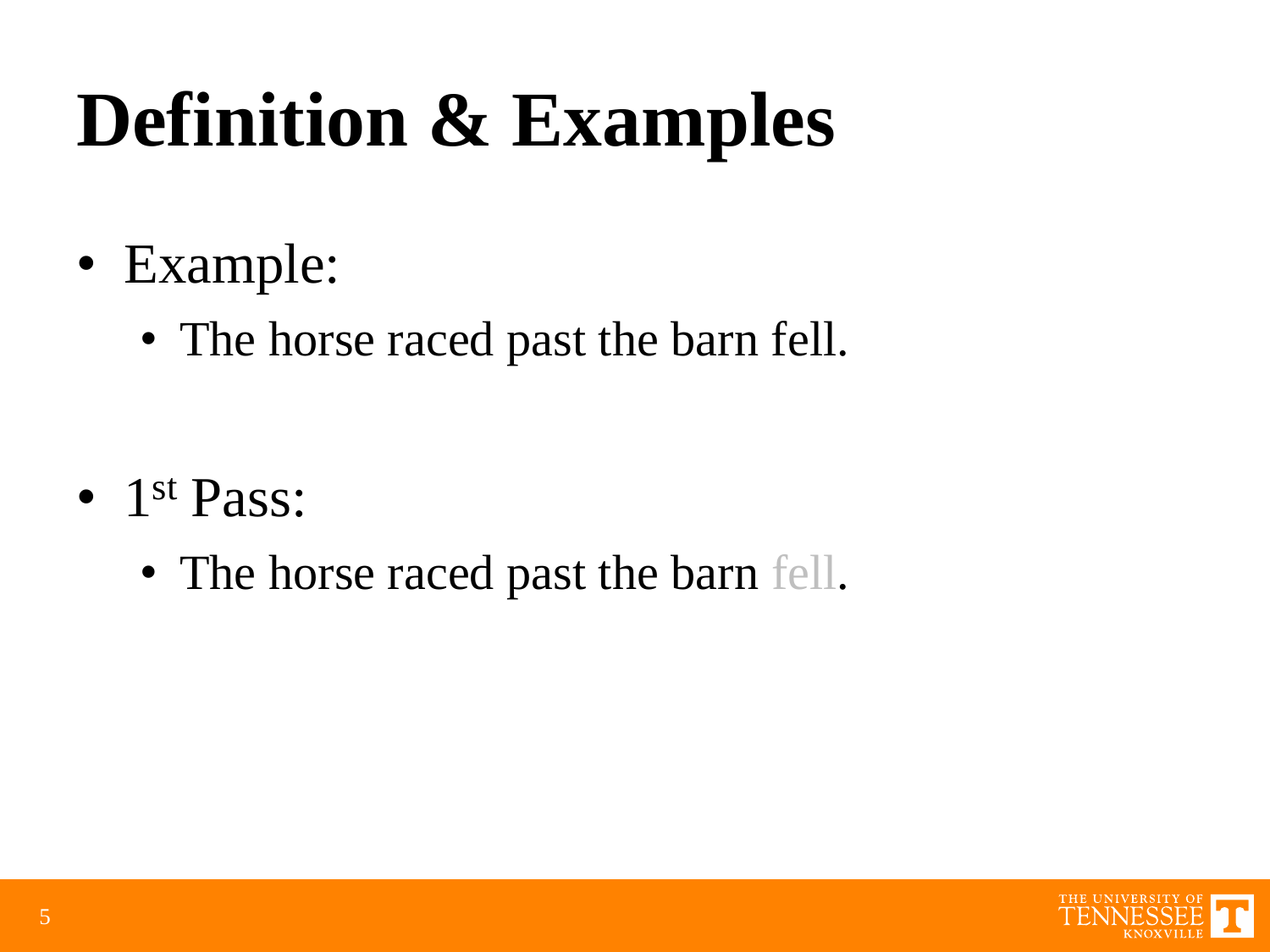# Definition & Examples

- Example:
  - The horse raced past the barn fell.

- 1st Pass:
  - The horse raced past the barn fell.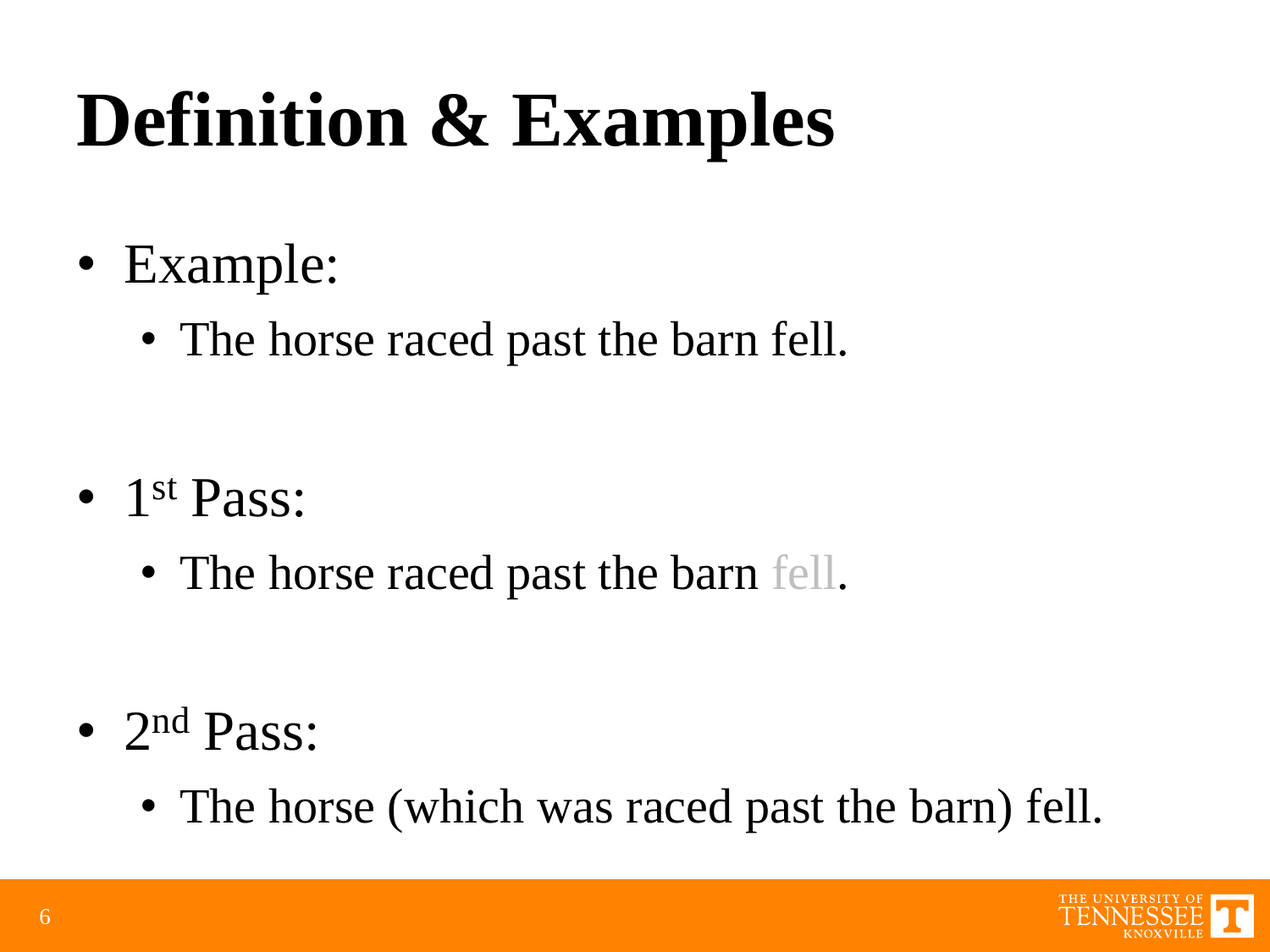# Definition & Examples

- Example:
  - The horse raced past the barn fell.

- 1st Pass:
  - The horse raced past the barn fell.

- 2nd Pass:
  - The horse (which was raced past the barn) fell.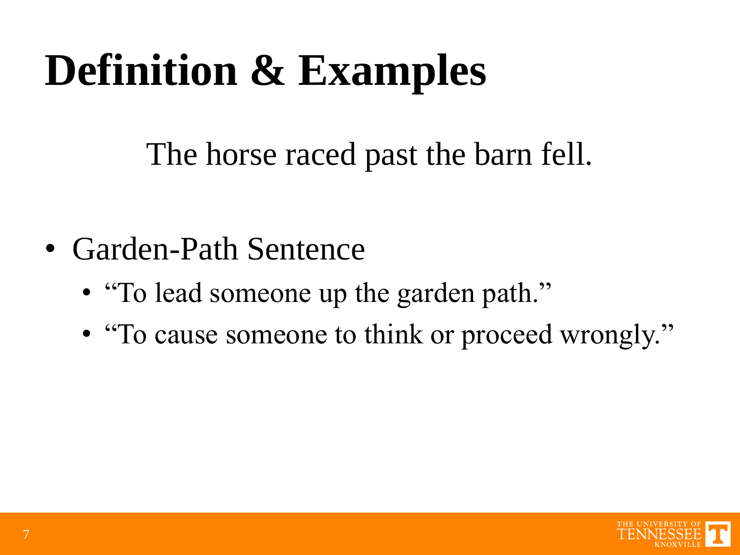# Definition & Examples

The horse raced past the barn fell.

- Garden-Path Sentence
  - “To lead someone up the garden path.”
  - “To cause someone to think or proceed wrongly.”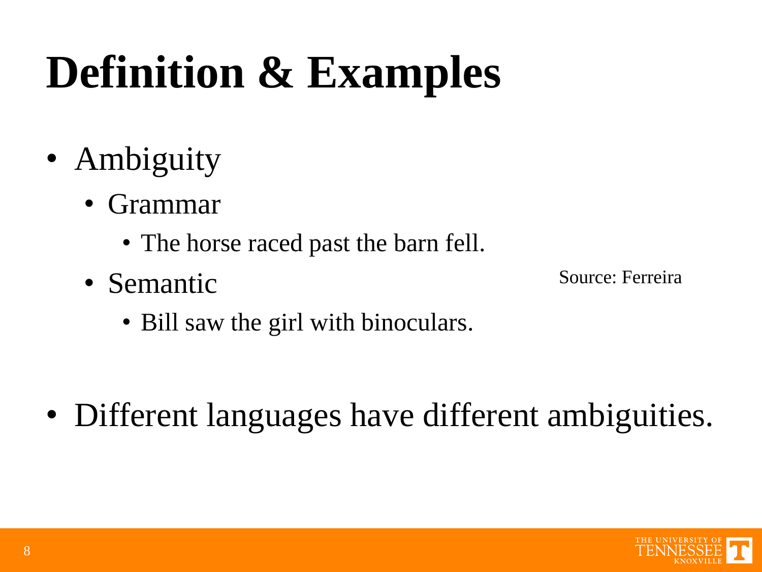# Definition & Examples

- Ambiguity
  - Grammar
    - The horse raced past the barn fell.
  - Semantic
    - Bill saw the girl with binoculars.

Source: Ferreira

- Different languages have different ambiguities.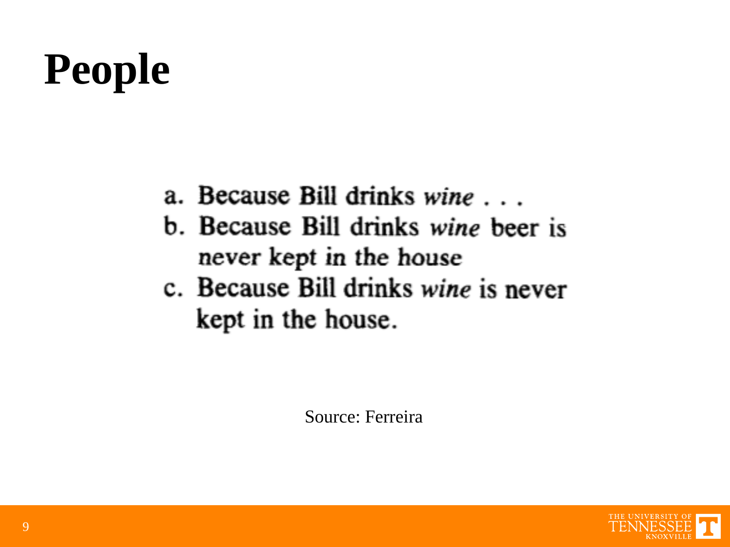# People

a. Because Bill drinks *wine* . . .
b. Because Bill drinks *wine* beer is never kept in the house
c. Because Bill drinks *wine* is never kept in the house.

Source: Ferreira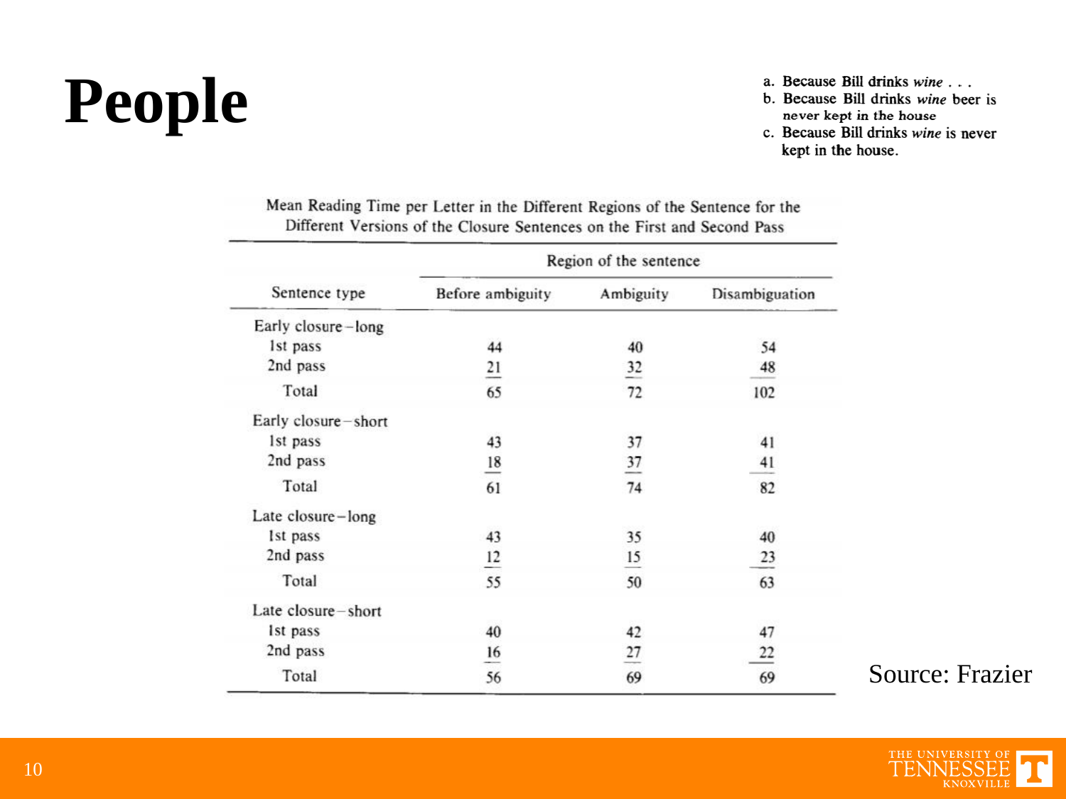# People

a. Because Bill drinks *wine* . . .
b. Because Bill drinks *wine* beer is never kept in the house
c. Because Bill drinks *wine* is never kept in the house.

Mean Reading Time per Letter in the Different Regions of the Sentence for the Different Versions of the Closure Sentences on the First and Second Pass

| Sentence type | Region of the sentence | | |
|---|---|---|---|
| | Before ambiguity | Ambiguity | Disambiguation |
| Early closure–long | | | |
| 1st pass | 44 | 40 | 54 |
| 2nd pass | 21 | 32 | 48 |
| Total | 65 | 72 | 102 |
| Early closure–short | | | |
| 1st pass | 43 | 37 | 41 |
| 2nd pass | 18 | 37 | 41 |
| Total | 61 | 74 | 82 |
| Late closure–long | | | |
| 1st pass | 43 | 35 | 40 |
| 2nd pass | 12 | 15 | 23 |
| Total | 55 | 50 | 63 |
| Late closure–short | | | |
| 1st pass | 40 | 42 | 47 |
| 2nd pass | 16 | 27 | 22 |
| Total | 56 | 69 | 69 |

Source: Frazier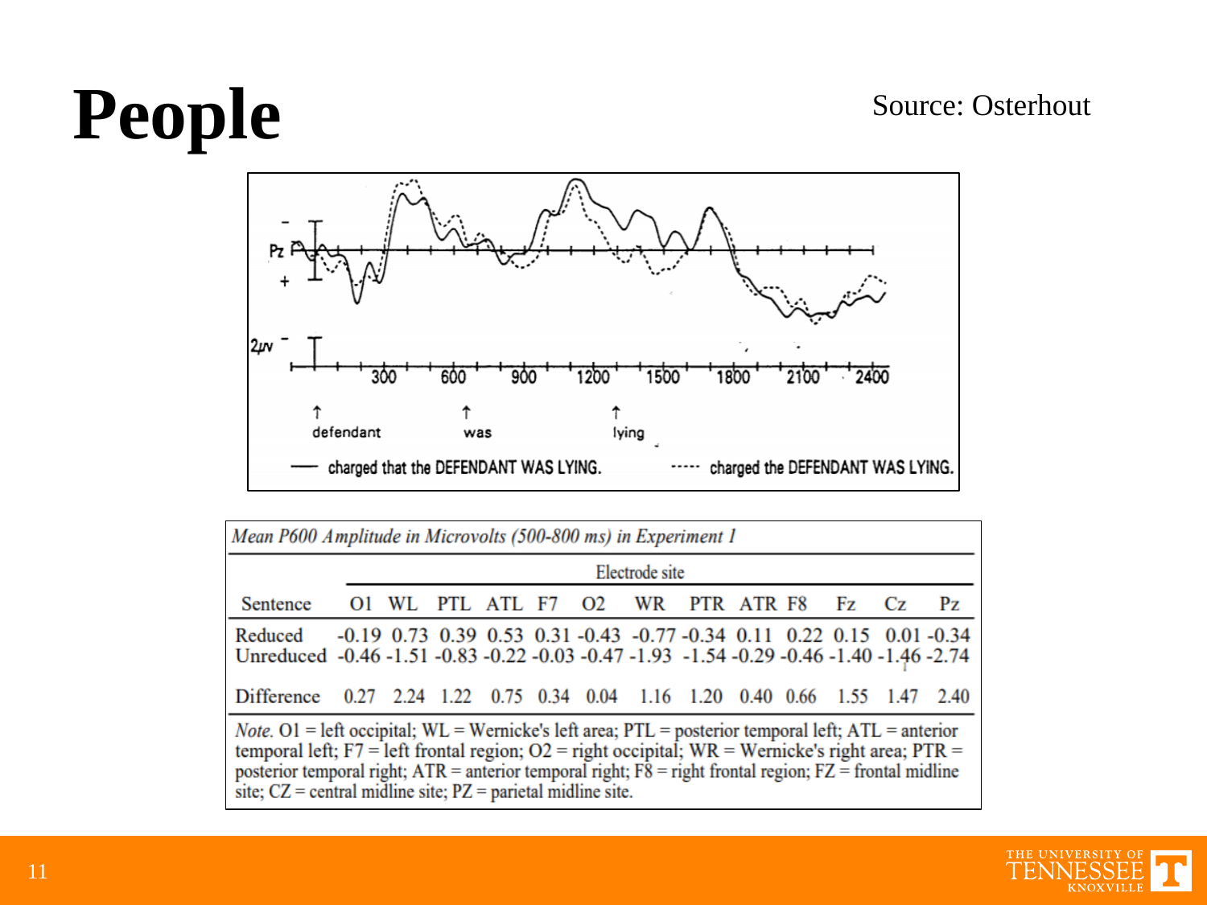# People

Source: Osterhout

Pz

2μv

300 600 900 1200 1500 1800 2100 2400

defendant was lying

—— charged that the DEFENDANT WAS LYING. ----- charged the DEFENDANT WAS LYING.

*Mean P600 Amplitude in Microvolts (500-800 ms) in Experiment 1*

| Sentence | Electrode site | | | | | | | | | | | | |
|---|---|---|---|---|---|---|---|---|---|---|---|---|---|
| | O1 | WL | PTL | ATL | F7 | O2 | WR | PTR | ATR | F8 | Fz | Cz | Pz |
| Reduced | -0.19 | 0.73 | 0.39 | 0.53 | 0.31 | -0.43 | -0.77 | -0.34 | 0.11 | 0.22 | 0.15 | 0.01 | -0.34 |
| Unreduced | -0.46 | -1.51 | -0.83 | -0.22 | -0.03 | -0.47 | -1.93 | -1.54 | -0.29 | -0.46 | -1.40 | -1.46 | -2.74 |
| Difference | 0.27 | 2.24 | 1.22 | 0.75 | 0.34 | 0.04 | 1.16 | 1.20 | 0.40 | 0.66 | 1.55 | 1.47 | 2.40 |

*Note.* O1 = left occipital; WL = Wernicke's left area; PTL = posterior temporal left; ATL = anterior temporal left; F7 = left frontal region; O2 = right occipital; WR = Wernicke's right area; PTR = posterior temporal right; ATR = anterior temporal right; F8 = right frontal region; FZ = frontal midline site; CZ = central midline site; PZ = parietal midline site.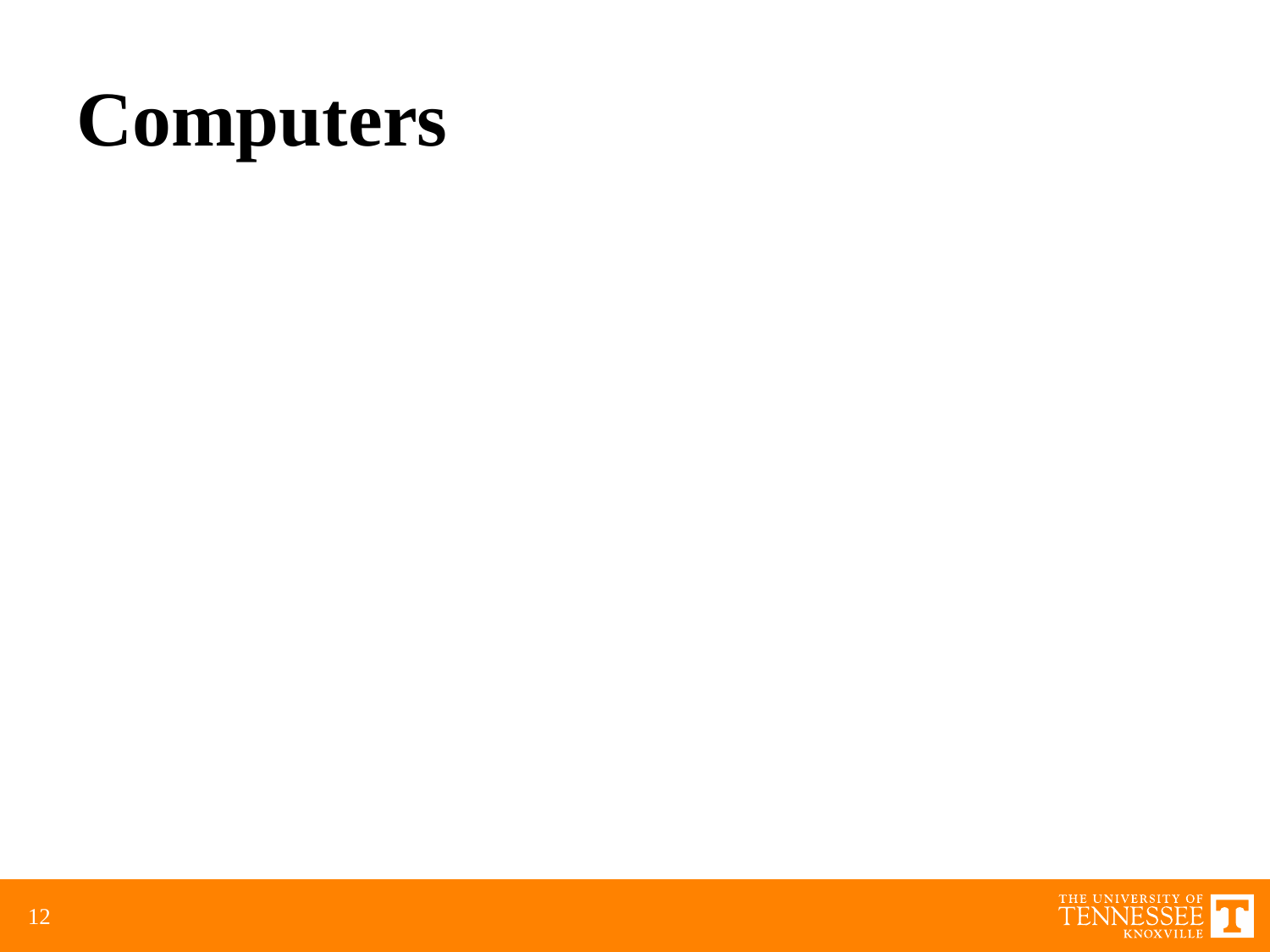# Computers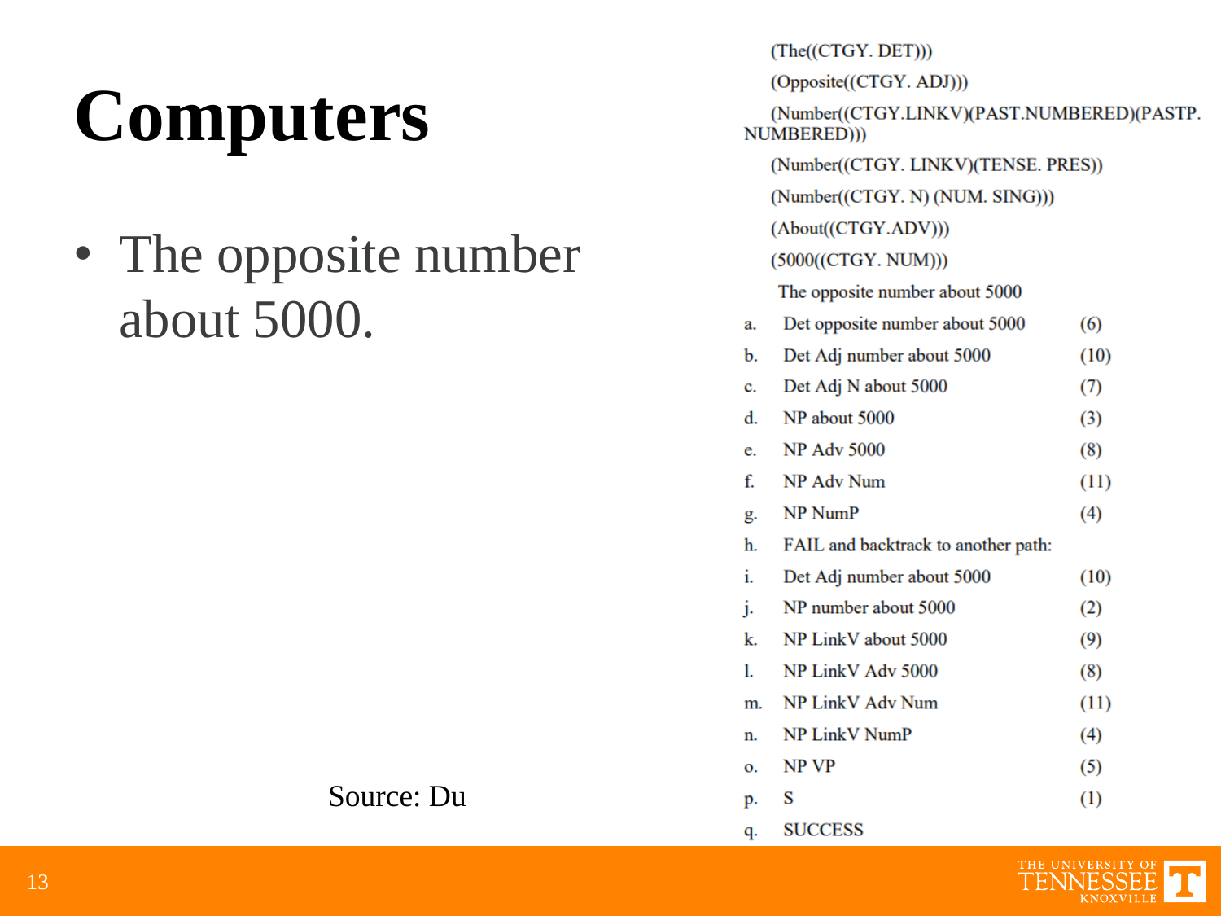# Computers

- The opposite number about 5000.

Source: Du

(The((CTGY. DET)))

(Opposite((CTGY. ADJ)))

(Number((CTGY.LINKV)(PAST.NUMBERED)(PASTP. NUMBERED)))

(Number((CTGY. LINKV)(TENSE. PRES))

(Number((CTGY. N) (NUM. SING)))

(About((CTGY.ADV)))

(5000((CTGY. NUM)))

The opposite number about 5000

| | | |
|---|---|---|
| a. | Det opposite number about 5000 | (6) |
| b. | Det Adj number about 5000 | (10) |
| c. | Det Adj N about 5000 | (7) |
| d. | NP about 5000 | (3) |
| e. | NP Adv 5000 | (8) |
| f. | NP Adv Num | (11) |
| g. | NP NumP | (4) |
| h. | FAIL and backtrack to another path: | |
| i. | Det Adj number about 5000 | (10) |
| j. | NP number about 5000 | (2) |
| k. | NP LinkV about 5000 | (9) |
| l. | NP LinkV Adv 5000 | (8) |
| m. | NP LinkV Adv Num | (11) |
| n. | NP LinkV NumP | (4) |
| o. | NP VP | (5) |
| p. | S | (1) |
| q. | SUCCESS | |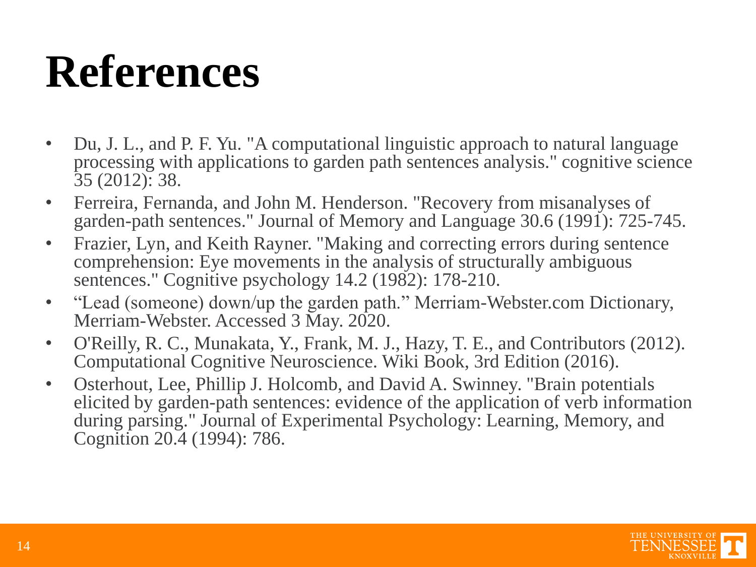# References

- Du, J. L., and P. F. Yu. "A computational linguistic approach to natural language processing with applications to garden path sentences analysis." cognitive science 35 (2012): 38.
- Ferreira, Fernanda, and John M. Henderson. "Recovery from misanalyses of garden-path sentences." Journal of Memory and Language 30.6 (1991): 725-745.
- Frazier, Lyn, and Keith Rayner. "Making and correcting errors during sentence comprehension: Eye movements in the analysis of structurally ambiguous sentences." Cognitive psychology 14.2 (1982): 178-210.
- "Lead (someone) down/up the garden path." Merriam-Webster.com Dictionary, Merriam-Webster. Accessed 3 May. 2020.
- O'Reilly, R. C., Munakata, Y., Frank, M. J., Hazy, T. E., and Contributors (2012). Computational Cognitive Neuroscience. Wiki Book, 3rd Edition (2016).
- Osterhout, Lee, Phillip J. Holcomb, and David A. Swinney. "Brain potentials elicited by garden-path sentences: evidence of the application of verb information during parsing." Journal of Experimental Psychology: Learning, Memory, and Cognition 20.4 (1994): 786.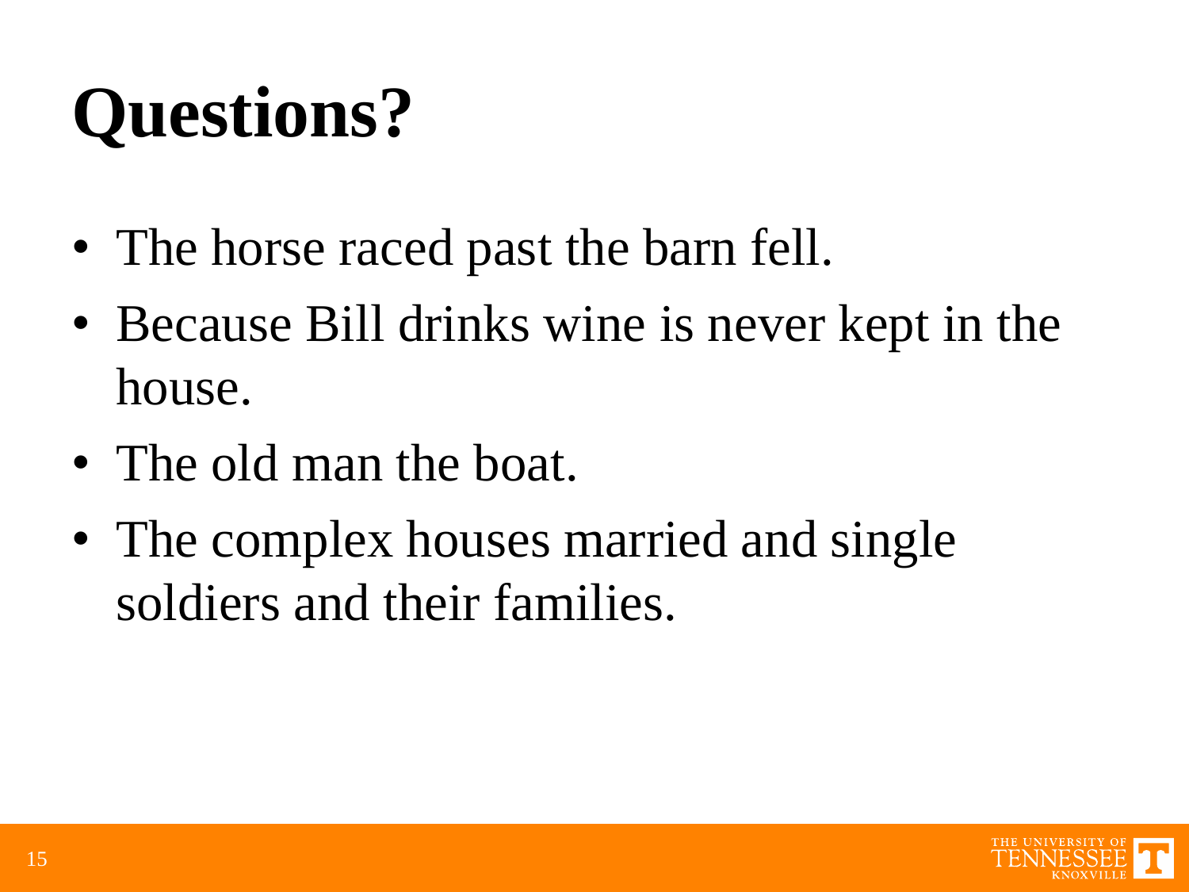# Questions?

- The horse raced past the barn fell.
- Because Bill drinks wine is never kept in the house.
- The old man the boat.
- The complex houses married and single soldiers and their families.